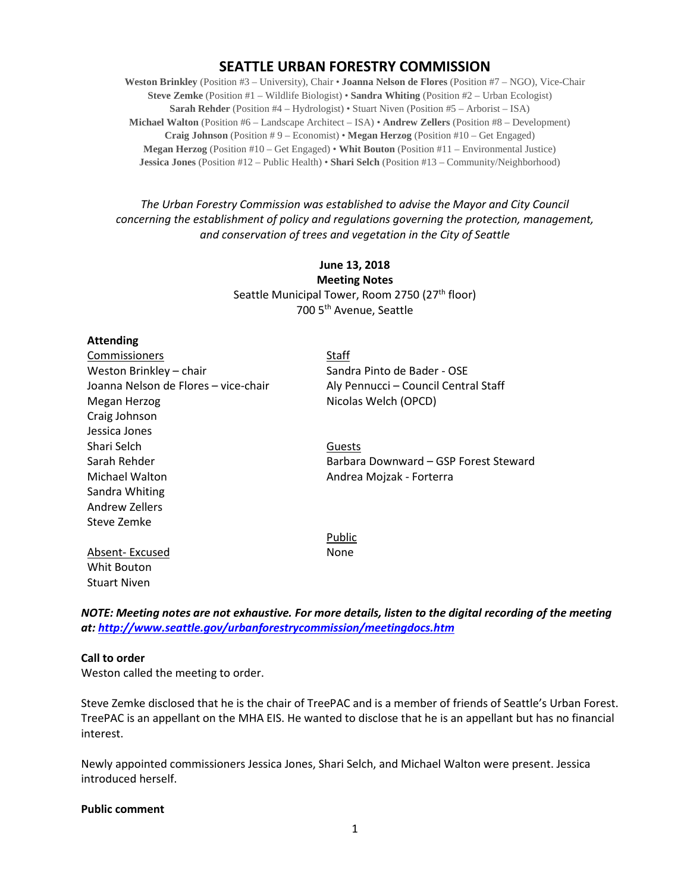# SEATTLE URBAN FORESTRY COMMISSION

**Weston Brinkley** (Position #3 – University), Chair • **Joanna Nelson de Flores** (Position #7 – NGO), Vice-Chair
**Steve Zemke** (Position #1 – Wildlife Biologist) • **Sandra Whiting** (Position #2 – Urban Ecologist)
**Sarah Rehder** (Position #4 – Hydrologist) • Stuart Niven (Position #5 – Arborist – ISA)
**Michael Walton** (Position #6 – Landscape Architect – ISA) • **Andrew Zellers** (Position #8 – Development)
**Craig Johnson** (Position # 9 – Economist) • **Megan Herzog** (Position #10 – Get Engaged)
**Megan Herzog** (Position #10 – Get Engaged) • **Whit Bouton** (Position #11 – Environmental Justice)
**Jessica Jones** (Position #12 – Public Health) • **Shari Selch** (Position #13 – Community/Neighborhood)

*The Urban Forestry Commission was established to advise the Mayor and City Council concerning the establishment of policy and regulations governing the protection, management, and conservation of trees and vegetation in the City of Seattle*

**June 13, 2018**
**Meeting Notes**
Seattle Municipal Tower, Room 2750 (27th floor)
700 5th Avenue, Seattle

**Attending**

Commissioners
Weston Brinkley – chair
Joanna Nelson de Flores – vice-chair
Megan Herzog
Craig Johnson
Jessica Jones
Shari Selch
Sarah Rehder
Michael Walton
Sandra Whiting
Andrew Zellers
Steve Zemke

Absent- Excused
Whit Bouton
Stuart Niven

Staff
Sandra Pinto de Bader - OSE
Aly Pennucci – Council Central Staff
Nicolas Welch (OPCD)

Guests
Barbara Downward – GSP Forest Steward
Andrea Mojzak - Forterra

Public
None

***NOTE: Meeting notes are not exhaustive. For more details, listen to the digital recording of the meeting at: http://www.seattle.gov/urbanforestrycommission/meetingdocs.htm***

**Call to order**
Weston called the meeting to order.

Steve Zemke disclosed that he is the chair of TreePAC and is a member of friends of Seattle's Urban Forest. TreePAC is an appellant on the MHA EIS. He wanted to disclose that he is an appellant but has no financial interest.

Newly appointed commissioners Jessica Jones, Shari Selch, and Michael Walton were present. Jessica introduced herself.

**Public comment**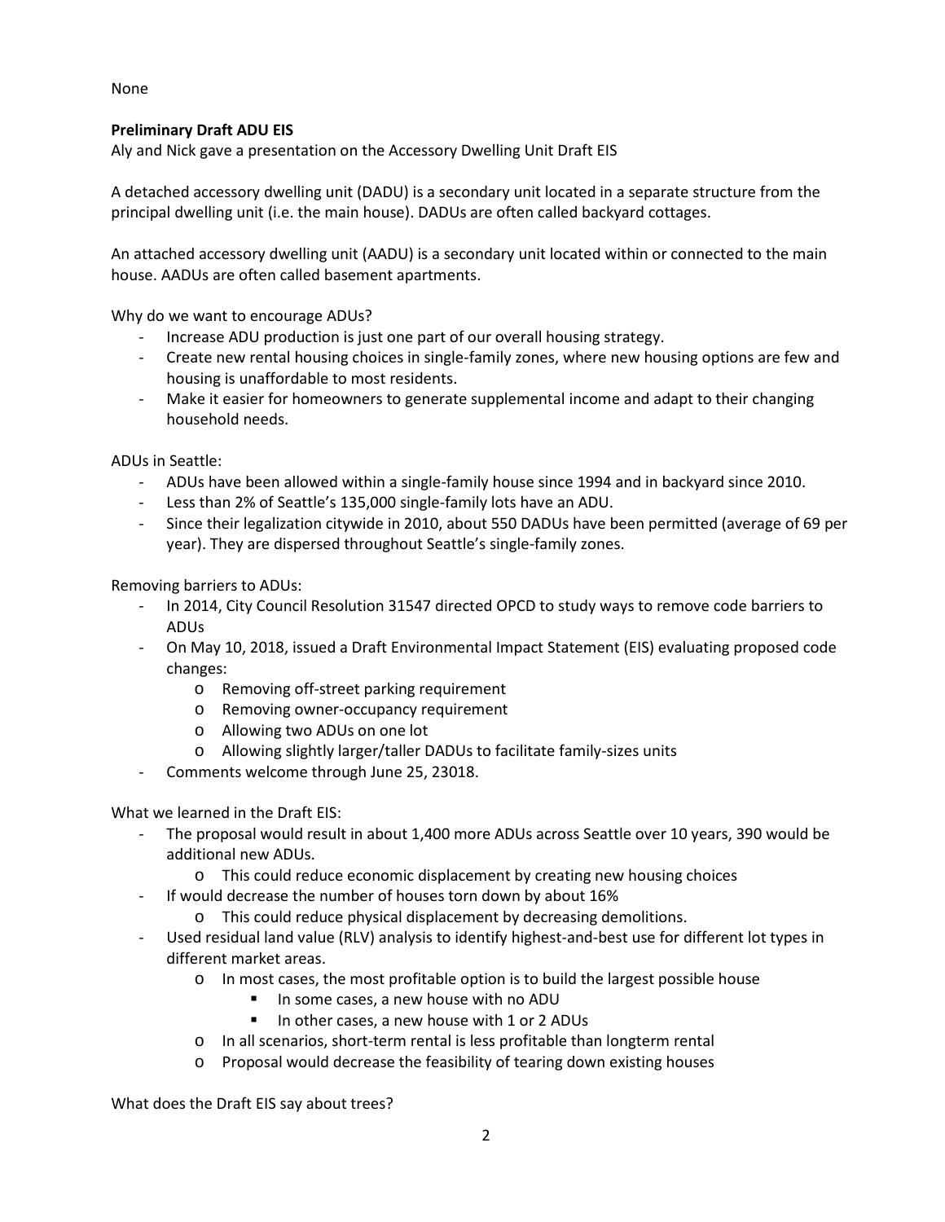None

**Preliminary Draft ADU EIS**

Aly and Nick gave a presentation on the Accessory Dwelling Unit Draft EIS

A detached accessory dwelling unit (DADU) is a secondary unit located in a separate structure from the principal dwelling unit (i.e. the main house). DADUs are often called backyard cottages.

An attached accessory dwelling unit (AADU) is a secondary unit located within or connected to the main house. AADUs are often called basement apartments.

Why do we want to encourage ADUs?

- Increase ADU production is just one part of our overall housing strategy.
- Create new rental housing choices in single-family zones, where new housing options are few and housing is unaffordable to most residents.
- Make it easier for homeowners to generate supplemental income and adapt to their changing household needs.

ADUs in Seattle:

- ADUs have been allowed within a single-family house since 1994 and in backyard since 2010.
- Less than 2% of Seattle's 135,000 single-family lots have an ADU.
- Since their legalization citywide in 2010, about 550 DADUs have been permitted (average of 69 per year). They are dispersed throughout Seattle's single-family zones.

Removing barriers to ADUs:

- In 2014, City Council Resolution 31547 directed OPCD to study ways to remove code barriers to ADUs
- On May 10, 2018, issued a Draft Environmental Impact Statement (EIS) evaluating proposed code changes:
    - Removing off-street parking requirement
    - Removing owner-occupancy requirement
    - Allowing two ADUs on one lot
    - Allowing slightly larger/taller DADUs to facilitate family-sizes units
- Comments welcome through June 25, 23018.

What we learned in the Draft EIS:

- The proposal would result in about 1,400 more ADUs across Seattle over 10 years, 390 would be additional new ADUs.
    - This could reduce economic displacement by creating new housing choices
- If would decrease the number of houses torn down by about 16%
    - This could reduce physical displacement by decreasing demolitions.
- Used residual land value (RLV) analysis to identify highest-and-best use for different lot types in different market areas.
    - In most cases, the most profitable option is to build the largest possible house
        - In some cases, a new house with no ADU
        - In other cases, a new house with 1 or 2 ADUs
    - In all scenarios, short-term rental is less profitable than longterm rental
    - Proposal would decrease the feasibility of tearing down existing houses

What does the Draft EIS say about trees?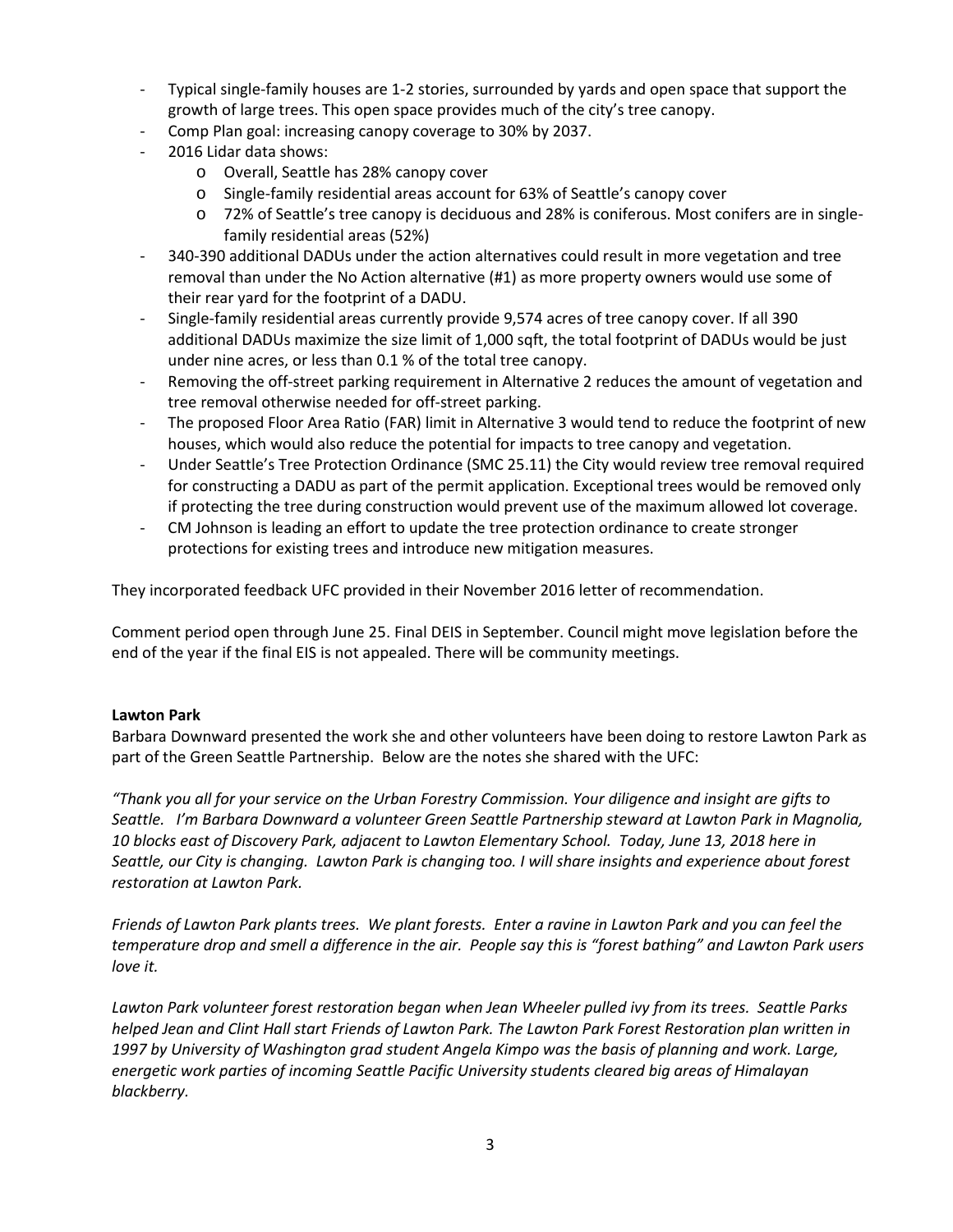- Typical single-family houses are 1-2 stories, surrounded by yards and open space that support the growth of large trees. This open space provides much of the city's tree canopy.
- Comp Plan goal: increasing canopy coverage to 30% by 2037.
- 2016 Lidar data shows:
  - Overall, Seattle has 28% canopy cover
  - Single-family residential areas account for 63% of Seattle's canopy cover
  - 72% of Seattle's tree canopy is deciduous and 28% is coniferous. Most conifers are in single-family residential areas (52%)
- 340-390 additional DADUs under the action alternatives could result in more vegetation and tree removal than under the No Action alternative (#1) as more property owners would use some of their rear yard for the footprint of a DADU.
- Single-family residential areas currently provide 9,574 acres of tree canopy cover. If all 390 additional DADUs maximize the size limit of 1,000 sqft, the total footprint of DADUs would be just under nine acres, or less than 0.1 % of the total tree canopy.
- Removing the off-street parking requirement in Alternative 2 reduces the amount of vegetation and tree removal otherwise needed for off-street parking.
- The proposed Floor Area Ratio (FAR) limit in Alternative 3 would tend to reduce the footprint of new houses, which would also reduce the potential for impacts to tree canopy and vegetation.
- Under Seattle's Tree Protection Ordinance (SMC 25.11) the City would review tree removal required for constructing a DADU as part of the permit application. Exceptional trees would be removed only if protecting the tree during construction would prevent use of the maximum allowed lot coverage.
- CM Johnson is leading an effort to update the tree protection ordinance to create stronger protections for existing trees and introduce new mitigation measures.

They incorporated feedback UFC provided in their November 2016 letter of recommendation.

Comment period open through June 25. Final DEIS in September. Council might move legislation before the end of the year if the final EIS is not appealed. There will be community meetings.

**Lawton Park**

Barbara Downward presented the work she and other volunteers have been doing to restore Lawton Park as part of the Green Seattle Partnership. Below are the notes she shared with the UFC:

*"Thank you all for your service on the Urban Forestry Commission. Your diligence and insight are gifts to Seattle. I'm Barbara Downward a volunteer Green Seattle Partnership steward at Lawton Park in Magnolia, 10 blocks east of Discovery Park, adjacent to Lawton Elementary School. Today, June 13, 2018 here in Seattle, our City is changing. Lawton Park is changing too. I will share insights and experience about forest restoration at Lawton Park.*

*Friends of Lawton Park plants trees. We plant forests. Enter a ravine in Lawton Park and you can feel the temperature drop and smell a difference in the air. People say this is "forest bathing" and Lawton Park users love it.*

*Lawton Park volunteer forest restoration began when Jean Wheeler pulled ivy from its trees. Seattle Parks helped Jean and Clint Hall start Friends of Lawton Park. The Lawton Park Forest Restoration plan written in 1997 by University of Washington grad student Angela Kimpo was the basis of planning and work. Large, energetic work parties of incoming Seattle Pacific University students cleared big areas of Himalayan blackberry.*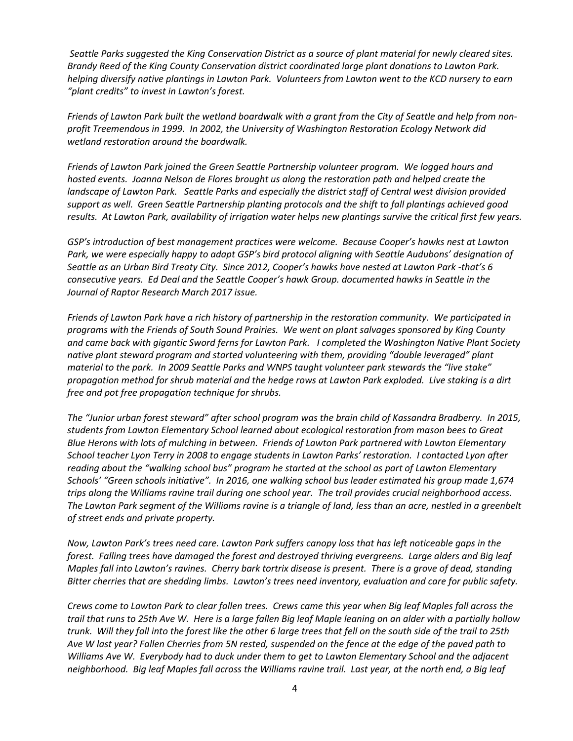*Seattle Parks suggested the King Conservation District as a source of plant material for newly cleared sites. Brandy Reed of the King County Conservation district coordinated large plant donations to Lawton Park. helping diversify native plantings in Lawton Park. Volunteers from Lawton went to the KCD nursery to earn "plant credits" to invest in Lawton's forest.*

*Friends of Lawton Park built the wetland boardwalk with a grant from the City of Seattle and help from non-profit Treemendous in 1999. In 2002, the University of Washington Restoration Ecology Network did wetland restoration around the boardwalk.*

*Friends of Lawton Park joined the Green Seattle Partnership volunteer program. We logged hours and hosted events. Joanna Nelson de Flores brought us along the restoration path and helped create the landscape of Lawton Park. Seattle Parks and especially the district staff of Central west division provided support as well. Green Seattle Partnership planting protocols and the shift to fall plantings achieved good results. At Lawton Park, availability of irrigation water helps new plantings survive the critical first few years.*

*GSP's introduction of best management practices were welcome. Because Cooper's hawks nest at Lawton Park, we were especially happy to adapt GSP's bird protocol aligning with Seattle Audubons' designation of Seattle as an Urban Bird Treaty City. Since 2012, Cooper's hawks have nested at Lawton Park -that's 6 consecutive years. Ed Deal and the Seattle Cooper's hawk Group. documented hawks in Seattle in the Journal of Raptor Research March 2017 issue.*

*Friends of Lawton Park have a rich history of partnership in the restoration community. We participated in programs with the Friends of South Sound Prairies. We went on plant salvages sponsored by King County and came back with gigantic Sword ferns for Lawton Park. I completed the Washington Native Plant Society native plant steward program and started volunteering with them, providing "double leveraged" plant material to the park. In 2009 Seattle Parks and WNPS taught volunteer park stewards the "live stake" propagation method for shrub material and the hedge rows at Lawton Park exploded. Live staking is a dirt free and pot free propagation technique for shrubs.*

*The "Junior urban forest steward" after school program was the brain child of Kassandra Bradberry. In 2015, students from Lawton Elementary School learned about ecological restoration from mason bees to Great Blue Herons with lots of mulching in between. Friends of Lawton Park partnered with Lawton Elementary School teacher Lyon Terry in 2008 to engage students in Lawton Parks' restoration. I contacted Lyon after reading about the "walking school bus" program he started at the school as part of Lawton Elementary Schools' "Green schools initiative". In 2016, one walking school bus leader estimated his group made 1,674 trips along the Williams ravine trail during one school year. The trail provides crucial neighborhood access. The Lawton Park segment of the Williams ravine is a triangle of land, less than an acre, nestled in a greenbelt of street ends and private property.*

*Now, Lawton Park's trees need care. Lawton Park suffers canopy loss that has left noticeable gaps in the forest. Falling trees have damaged the forest and destroyed thriving evergreens. Large alders and Big leaf Maples fall into Lawton's ravines. Cherry bark tortrix disease is present. There is a grove of dead, standing Bitter cherries that are shedding limbs. Lawton's trees need inventory, evaluation and care for public safety.*

*Crews come to Lawton Park to clear fallen trees. Crews came this year when Big leaf Maples fall across the trail that runs to 25th Ave W. Here is a large fallen Big leaf Maple leaning on an alder with a partially hollow trunk. Will they fall into the forest like the other 6 large trees that fell on the south side of the trail to 25th Ave W last year? Fallen Cherries from 5N rested, suspended on the fence at the edge of the paved path to Williams Ave W. Everybody had to duck under them to get to Lawton Elementary School and the adjacent neighborhood. Big leaf Maples fall across the Williams ravine trail. Last year, at the north end, a Big leaf*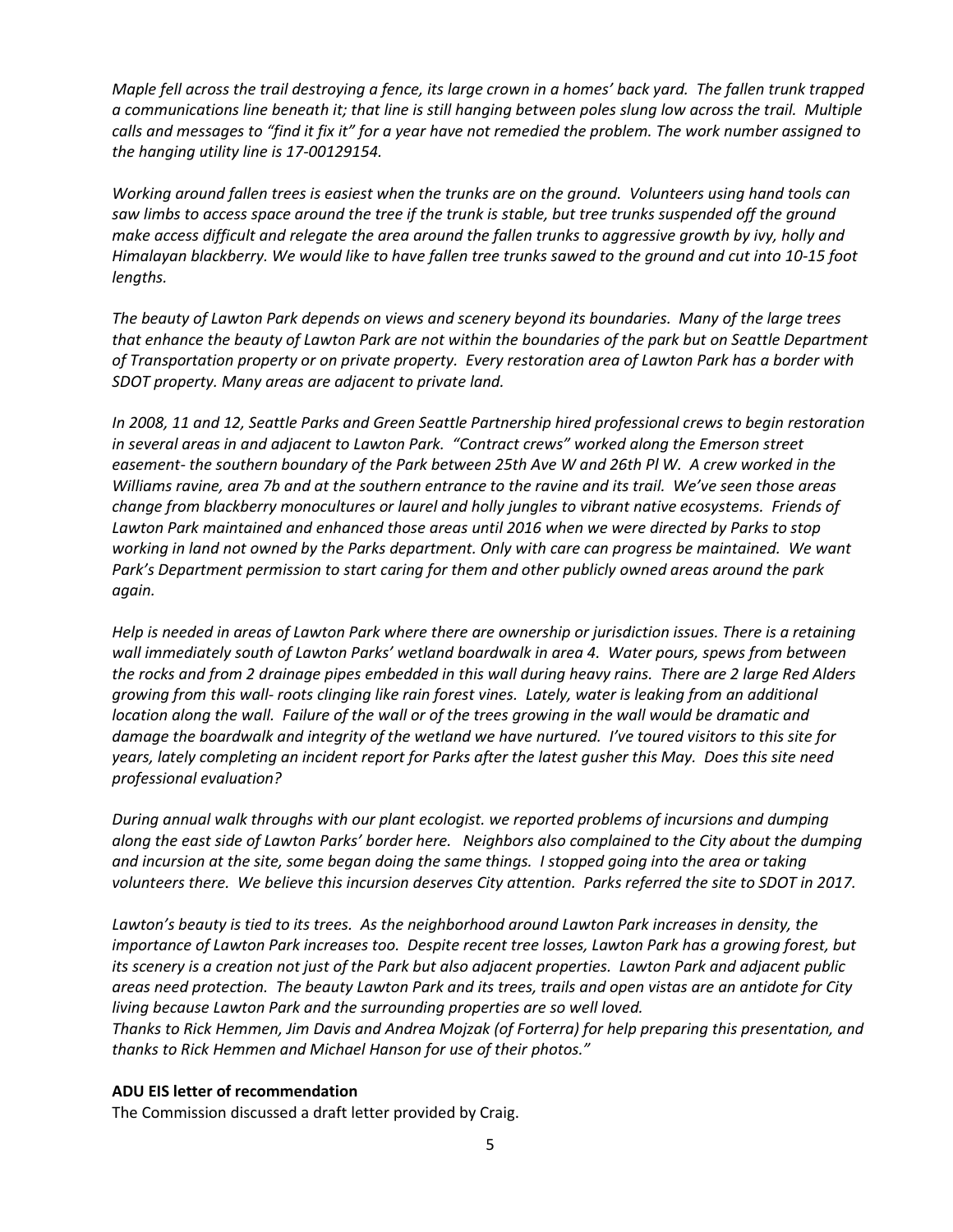*Maple fell across the trail destroying a fence, its large crown in a homes' back yard. The fallen trunk trapped a communications line beneath it; that line is still hanging between poles slung low across the trail. Multiple calls and messages to "find it fix it" for a year have not remedied the problem. The work number assigned to the hanging utility line is 17-00129154.*

*Working around fallen trees is easiest when the trunks are on the ground. Volunteers using hand tools can saw limbs to access space around the tree if the trunk is stable, but tree trunks suspended off the ground make access difficult and relegate the area around the fallen trunks to aggressive growth by ivy, holly and Himalayan blackberry. We would like to have fallen tree trunks sawed to the ground and cut into 10-15 foot lengths.*

*The beauty of Lawton Park depends on views and scenery beyond its boundaries. Many of the large trees that enhance the beauty of Lawton Park are not within the boundaries of the park but on Seattle Department of Transportation property or on private property. Every restoration area of Lawton Park has a border with SDOT property. Many areas are adjacent to private land.*

*In 2008, 11 and 12, Seattle Parks and Green Seattle Partnership hired professional crews to begin restoration in several areas in and adjacent to Lawton Park. "Contract crews" worked along the Emerson street easement- the southern boundary of the Park between 25th Ave W and 26th Pl W. A crew worked in the Williams ravine, area 7b and at the southern entrance to the ravine and its trail. We've seen those areas change from blackberry monocultures or laurel and holly jungles to vibrant native ecosystems. Friends of Lawton Park maintained and enhanced those areas until 2016 when we were directed by Parks to stop working in land not owned by the Parks department. Only with care can progress be maintained. We want Park's Department permission to start caring for them and other publicly owned areas around the park again.*

*Help is needed in areas of Lawton Park where there are ownership or jurisdiction issues. There is a retaining wall immediately south of Lawton Parks' wetland boardwalk in area 4. Water pours, spews from between the rocks and from 2 drainage pipes embedded in this wall during heavy rains. There are 2 large Red Alders growing from this wall- roots clinging like rain forest vines. Lately, water is leaking from an additional location along the wall. Failure of the wall or of the trees growing in the wall would be dramatic and damage the boardwalk and integrity of the wetland we have nurtured. I've toured visitors to this site for years, lately completing an incident report for Parks after the latest gusher this May. Does this site need professional evaluation?*

*During annual walk throughs with our plant ecologist. we reported problems of incursions and dumping along the east side of Lawton Parks' border here. Neighbors also complained to the City about the dumping and incursion at the site, some began doing the same things. I stopped going into the area or taking volunteers there. We believe this incursion deserves City attention. Parks referred the site to SDOT in 2017.*

*Lawton's beauty is tied to its trees. As the neighborhood around Lawton Park increases in density, the importance of Lawton Park increases too. Despite recent tree losses, Lawton Park has a growing forest, but its scenery is a creation not just of the Park but also adjacent properties. Lawton Park and adjacent public areas need protection. The beauty Lawton Park and its trees, trails and open vistas are an antidote for City living because Lawton Park and the surrounding properties are so well loved.*
*Thanks to Rick Hemmen, Jim Davis and Andrea Mojzak (of Forterra) for help preparing this presentation, and thanks to Rick Hemmen and Michael Hanson for use of their photos."*

**ADU EIS letter of recommendation**

The Commission discussed a draft letter provided by Craig.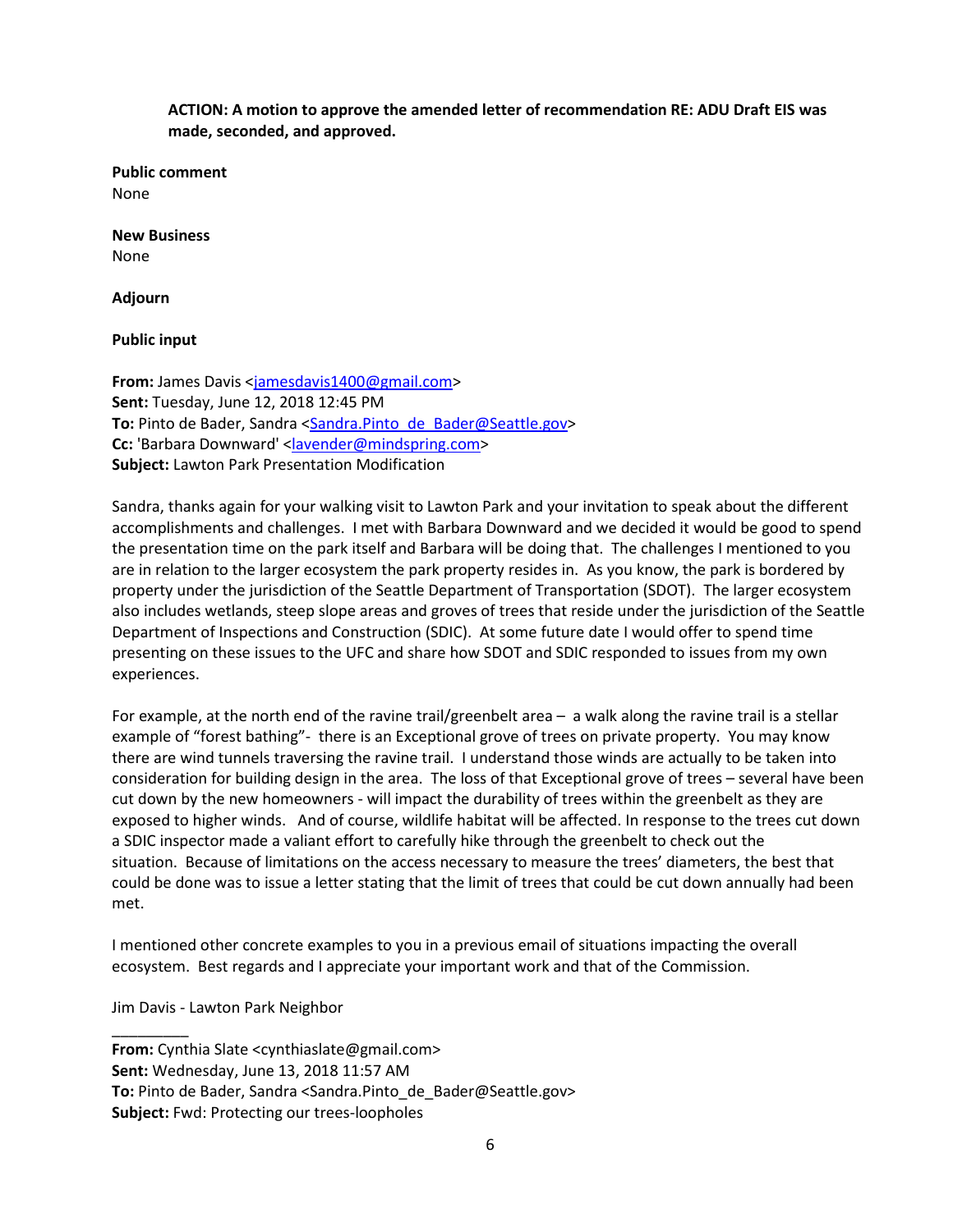**ACTION: A motion to approve the amended letter of recommendation RE: ADU Draft EIS was made, seconded, and approved.**

**Public comment**
None

**New Business**
None

**Adjourn**

**Public input**

**From:** James Davis <jamesdavis1400@gmail.com>
**Sent:** Tuesday, June 12, 2018 12:45 PM
**To:** Pinto de Bader, Sandra <Sandra.Pinto_de_Bader@Seattle.gov>
**Cc:** 'Barbara Downward' <lavender@mindspring.com>
**Subject:** Lawton Park Presentation Modification

Sandra, thanks again for your walking visit to Lawton Park and your invitation to speak about the different accomplishments and challenges. I met with Barbara Downward and we decided it would be good to spend the presentation time on the park itself and Barbara will be doing that. The challenges I mentioned to you are in relation to the larger ecosystem the park property resides in. As you know, the park is bordered by property under the jurisdiction of the Seattle Department of Transportation (SDOT). The larger ecosystem also includes wetlands, steep slope areas and groves of trees that reside under the jurisdiction of the Seattle Department of Inspections and Construction (SDIC). At some future date I would offer to spend time presenting on these issues to the UFC and share how SDOT and SDIC responded to issues from my own experiences.

For example, at the north end of the ravine trail/greenbelt area – a walk along the ravine trail is a stellar example of "forest bathing"- there is an Exceptional grove of trees on private property. You may know there are wind tunnels traversing the ravine trail. I understand those winds are actually to be taken into consideration for building design in the area. The loss of that Exceptional grove of trees – several have been cut down by the new homeowners - will impact the durability of trees within the greenbelt as they are exposed to higher winds. And of course, wildlife habitat will be affected. In response to the trees cut down a SDIC inspector made a valiant effort to carefully hike through the greenbelt to check out the situation. Because of limitations on the access necessary to measure the trees' diameters, the best that could be done was to issue a letter stating that the limit of trees that could be cut down annually had been met.

I mentioned other concrete examples to you in a previous email of situations impacting the overall ecosystem. Best regards and I appreciate your important work and that of the Commission.

Jim Davis - Lawton Park Neighbor

---

**From:** Cynthia Slate <cynthiaslate@gmail.com>
**Sent:** Wednesday, June 13, 2018 11:57 AM
**To:** Pinto de Bader, Sandra <Sandra.Pinto_de_Bader@Seattle.gov>
**Subject:** Fwd: Protecting our trees-loopholes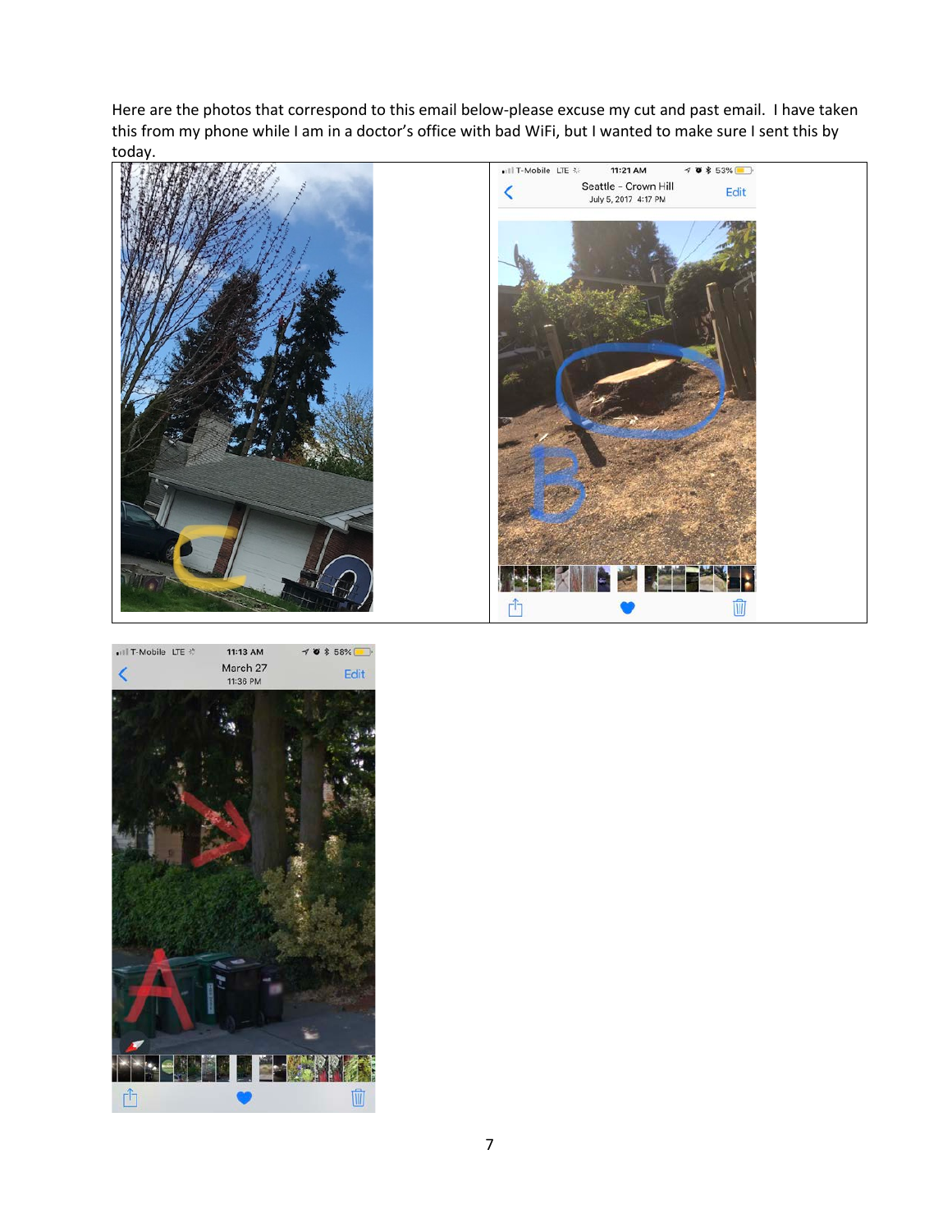Here are the photos that correspond to this email below-please excuse my cut and past email. I have taken this from my phone while I am in a doctor's office with bad WiFi, but I wanted to make sure I sent this by today.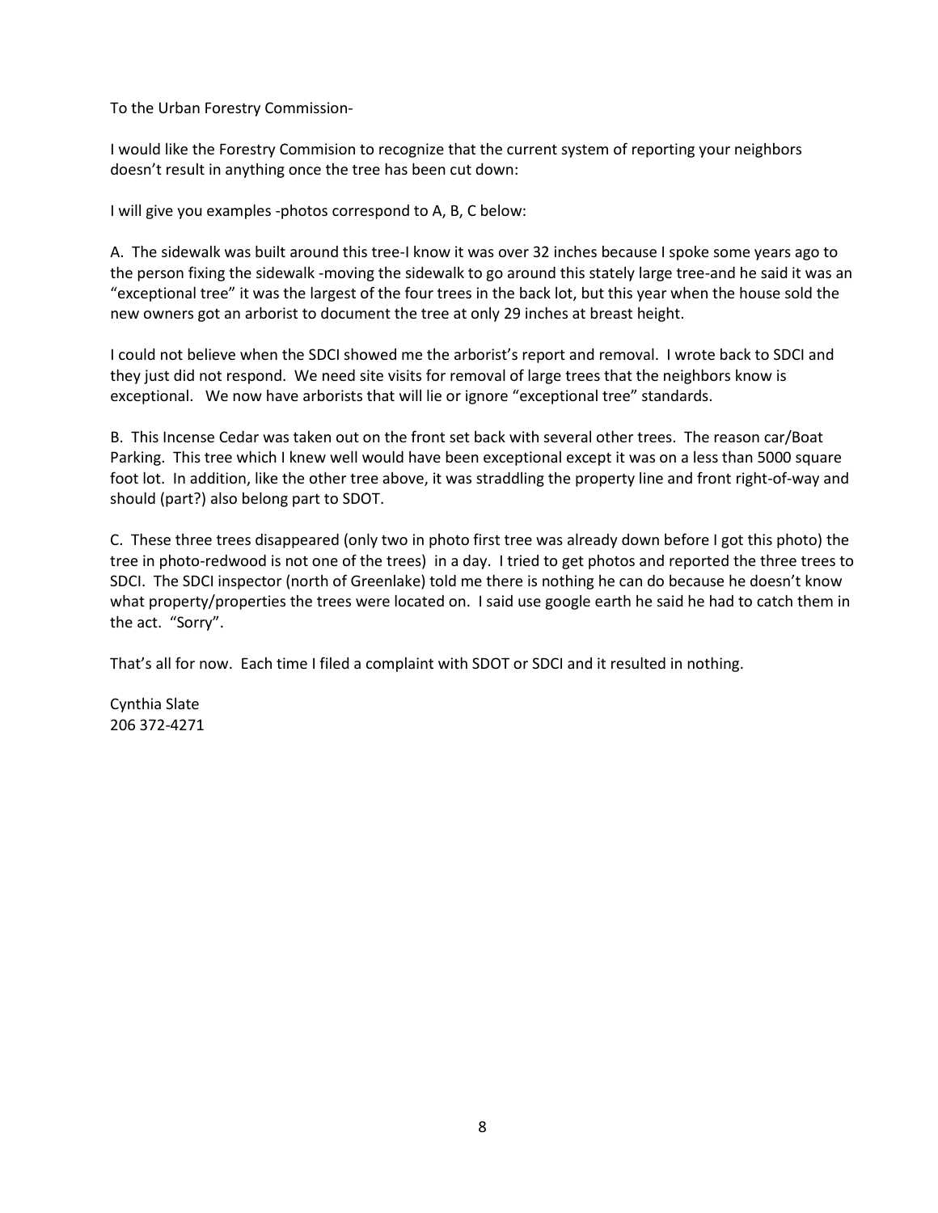To the Urban Forestry Commission-

I would like the Forestry Commision to recognize that the current system of reporting your neighbors doesn't result in anything once the tree has been cut down:

I will give you examples -photos correspond to A, B, C below:

A. The sidewalk was built around this tree-I know it was over 32 inches because I spoke some years ago to the person fixing the sidewalk -moving the sidewalk to go around this stately large tree-and he said it was an "exceptional tree" it was the largest of the four trees in the back lot, but this year when the house sold the new owners got an arborist to document the tree at only 29 inches at breast height.

I could not believe when the SDCI showed me the arborist's report and removal. I wrote back to SDCI and they just did not respond. We need site visits for removal of large trees that the neighbors know is exceptional. We now have arborists that will lie or ignore "exceptional tree" standards.

B. This Incense Cedar was taken out on the front set back with several other trees. The reason car/Boat Parking. This tree which I knew well would have been exceptional except it was on a less than 5000 square foot lot. In addition, like the other tree above, it was straddling the property line and front right-of-way and should (part?) also belong part to SDOT.

C. These three trees disappeared (only two in photo first tree was already down before I got this photo) the tree in photo-redwood is not one of the trees) in a day. I tried to get photos and reported the three trees to SDCI. The SDCI inspector (north of Greenlake) told me there is nothing he can do because he doesn't know what property/properties the trees were located on. I said use google earth he said he had to catch them in the act. "Sorry".

That's all for now. Each time I filed a complaint with SDOT or SDCI and it resulted in nothing.

Cynthia Slate
206 372-4271